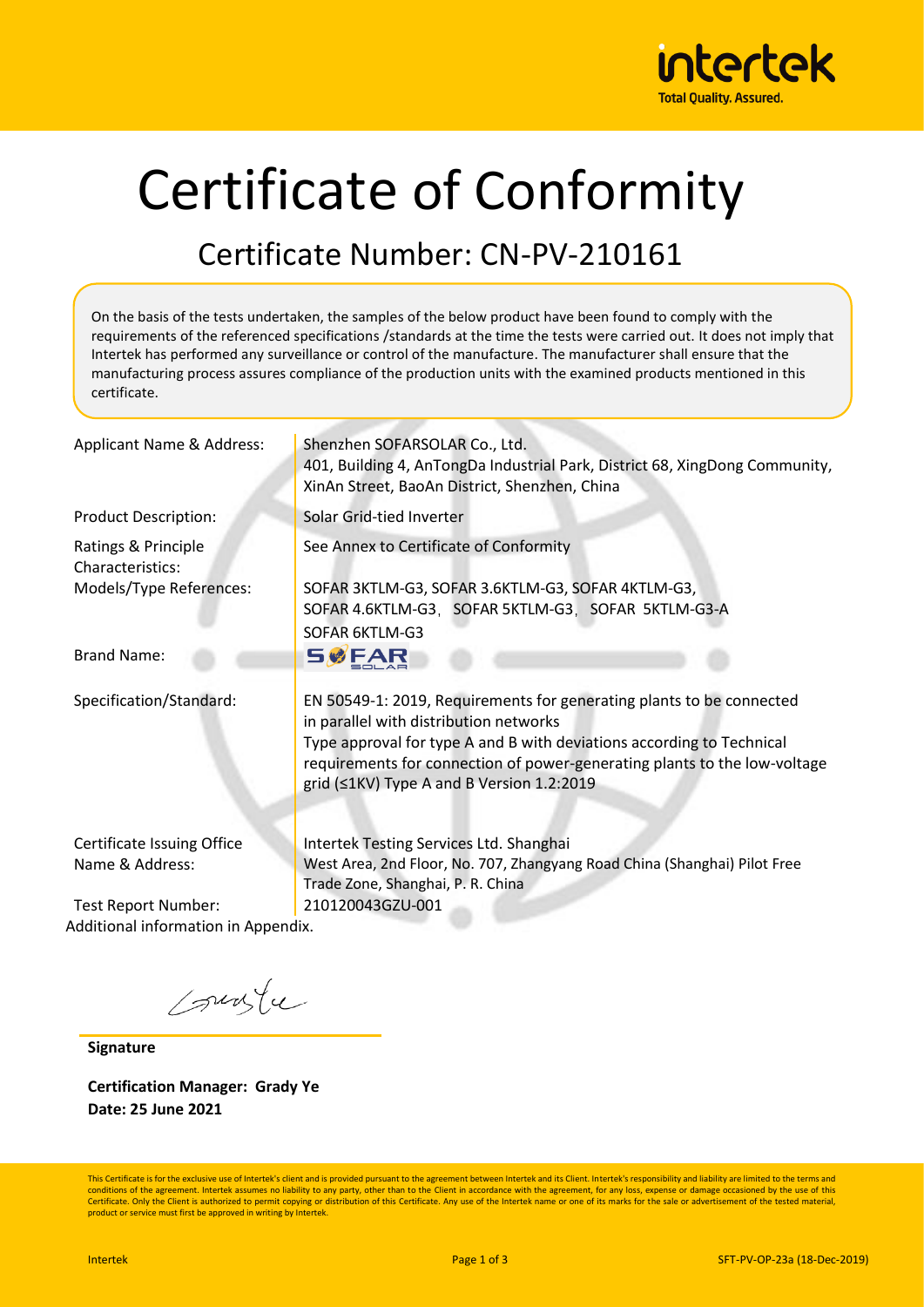# Certificate of Conformity

## Certificate Number: CN-PV-210161

On the basis of the tests undertaken, the samples of the below product have been found to comply with the requirements of the referenced specifications /standards at the time the tests were carried out. It does not imply that Intertek has performed any surveillance or control of the manufacture. The manufacturer shall ensure that the manufacturing process assures compliance of the production units with the examined products mentioned in this certificate.

| | |
|---|---|
| Applicant Name & Address: | Shenzhen SOFARSOLAR Co., Ltd.<br>401, Building 4, AnTongDa Industrial Park, District 68, XingDong Community, XinAn Street, BaoAn District, Shenzhen, China |
| Product Description: | Solar Grid-tied Inverter |
| Ratings & Principle Characteristics: | See Annex to Certificate of Conformity |
| Models/Type References: | SOFAR 3KTLM-G3, SOFAR 3.6KTLM-G3, SOFAR 4KTLM-G3, SOFAR 4.6KTLM-G3, SOFAR 5KTLM-G3, SOFAR 5KTLM-G3-A SOFAR 6KTLM-G3 |
| Brand Name: | SOFAR SOLAR |
| Specification/Standard: | EN 50549-1: 2019, Requirements for generating plants to be connected in parallel with distribution networks<br>Type approval for type A and B with deviations according to Technical requirements for connection of power-generating plants to the low-voltage grid (≤1KV) Type A and B Version 1.2:2019 |
| Certificate Issuing Office Name & Address: | Intertek Testing Services Ltd. Shanghai<br>West Area, 2nd Floor, No. 707, Zhangyang Road China (Shanghai) Pilot Free Trade Zone, Shanghai, P. R. China |
| Test Report Number: | 210120043GZU-001 |

Additional information in Appendix.

**Signature**

**Certification Manager: Grady Ye**
**Date: 25 June 2021**

This Certificate is for the exclusive use of Intertek's client and is provided pursuant to the agreement between Intertek and its Client. Intertek's responsibility and liability are limited to the terms and conditions of the agreement. Intertek assumes no liability to any party, other than to the Client in accordance with the agreement, for any loss, expense or damage occasioned by the use of this Certificate. Only the Client is authorized to permit copying or distribution of this Certificate. Any use of the Intertek name or one of its marks for the sale or advertisement of the tested material, product or service must first be approved in writing by Intertek.

SFT-PV-OP-23a (18-Dec-2019)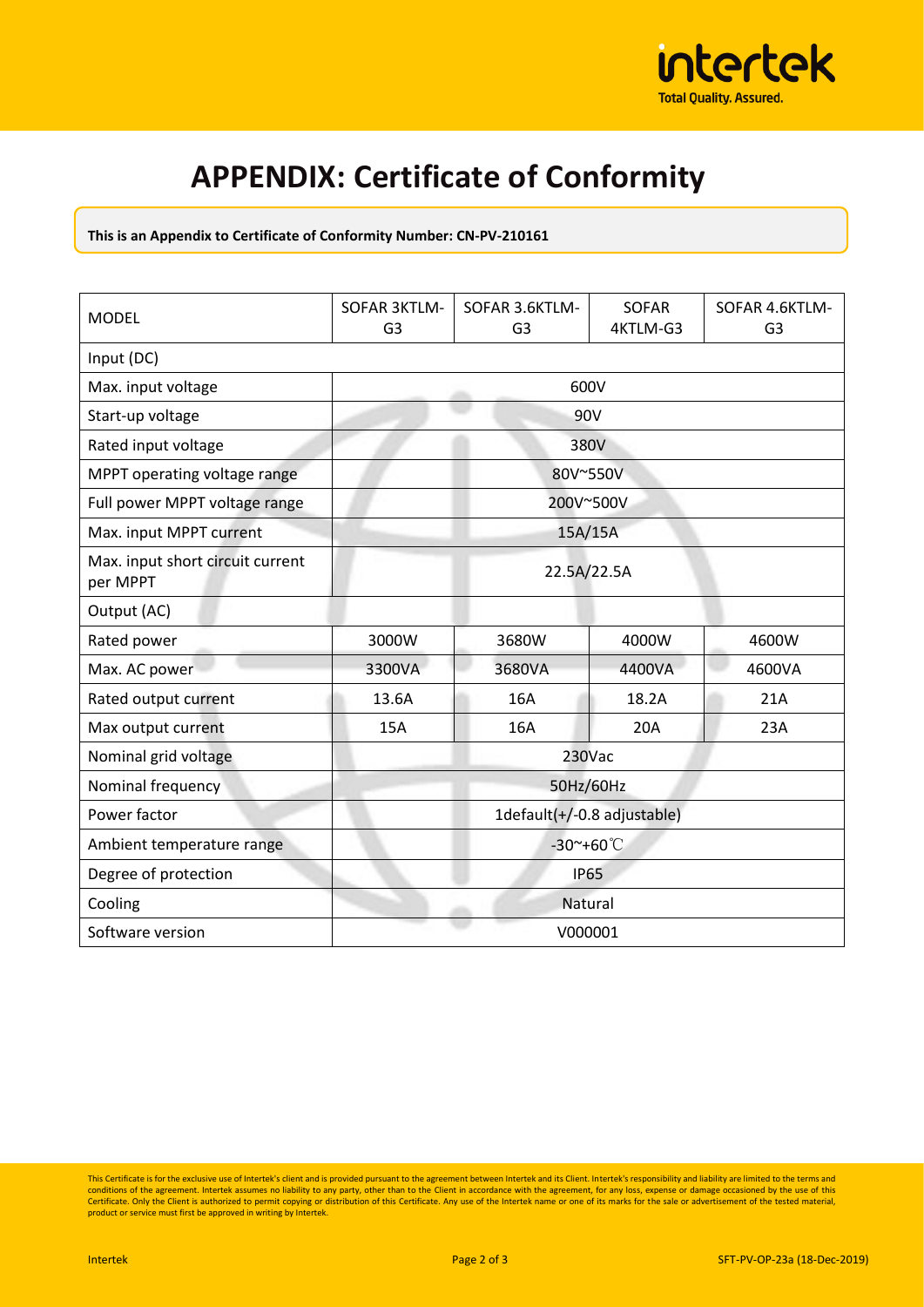# APPENDIX: Certificate of Conformity

**This is an Appendix to Certificate of Conformity Number: CN-PV-210161**

| MODEL | SOFAR 3KTLM-G3 | SOFAR 3.6KTLM-G3 | SOFAR 4KTLM-G3 | SOFAR 4.6KTLM-G3 |
|---|---|---|---|---|
| Input (DC) | | | | |
| Max. input voltage | 600V | | | |
| Start-up voltage | 90V | | | |
| Rated input voltage | 380V | | | |
| MPPT operating voltage range | 80V~550V | | | |
| Full power MPPT voltage range | 200V~500V | | | |
| Max. input MPPT current | 15A/15A | | | |
| Max. input short circuit current per MPPT | 22.5A/22.5A | | | |
| Output (AC) | | | | |
| Rated power | 3000W | 3680W | 4000W | 4600W |
| Max. AC power | 3300VA | 3680VA | 4400VA | 4600VA |
| Rated output current | 13.6A | 16A | 18.2A | 21A |
| Max output current | 15A | 16A | 20A | 23A |
| Nominal grid voltage | 230Vac | | | |
| Nominal frequency | 50Hz/60Hz | | | |
| Power factor | 1default(+/-0.8 adjustable) | | | |
| Ambient temperature range | -30~+60℃ | | | |
| Degree of protection | IP65 | | | |
| Cooling | Natural | | | |
| Software version | V000001 | | | |

This Certificate is for the exclusive use of Intertek's client and is provided pursuant to the agreement between Intertek and its Client. Intertek's responsibility and liability are limited to the terms and conditions of the agreement. Intertek assumes no liability to any party, other than to the Client in accordance with the agreement, for any loss, expense or damage occasioned by the use of this Certificate. Only the Client is authorized to permit copying or distribution of this Certificate. Any use of the Intertek name or one of its marks for the sale or advertisement of the tested material, product or service must first be approved in writing by Intertek.

Intertek SFT-PV-OP-23a (18-Dec-2019)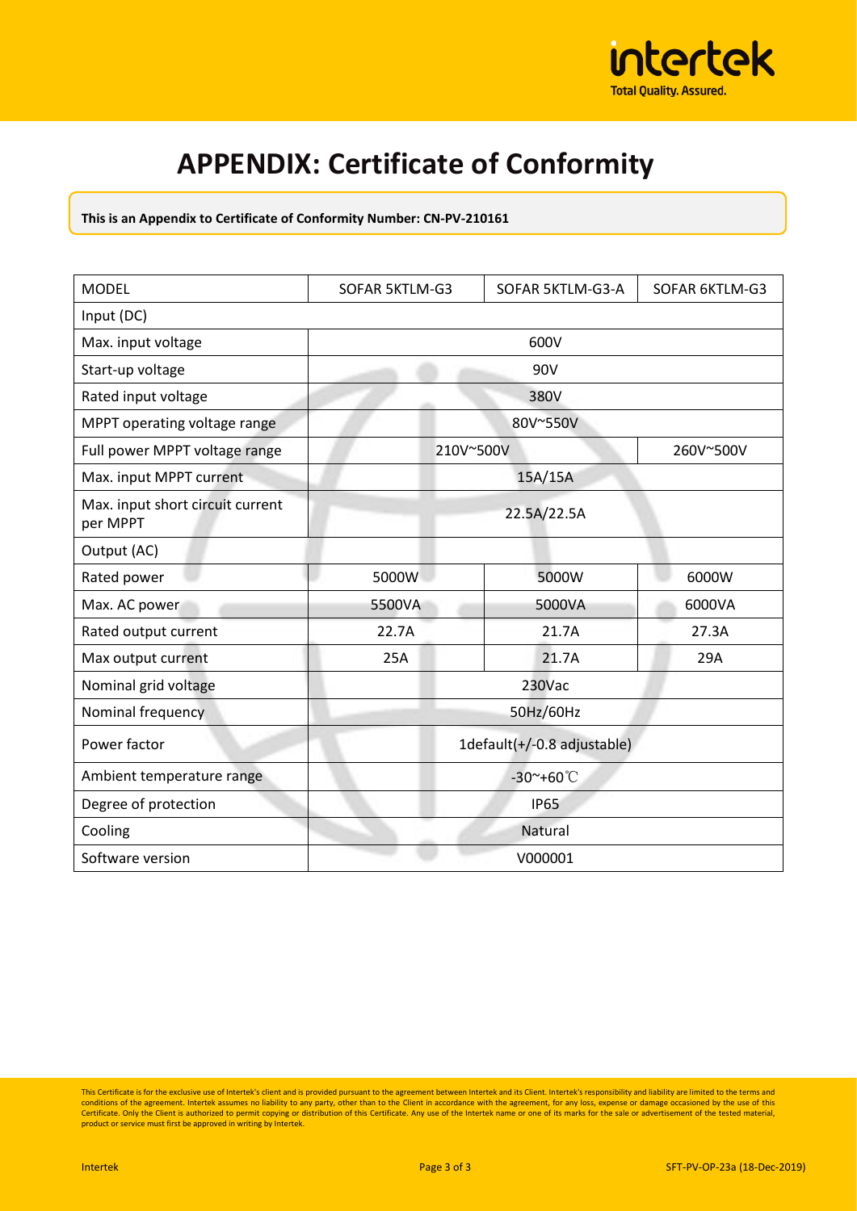# APPENDIX: Certificate of Conformity

**This is an Appendix to Certificate of Conformity Number: CN-PV-210161**

| MODEL | SOFAR 5KTLM-G3 | SOFAR 5KTLM-G3-A | SOFAR 6KTLM-G3 |
|---|---|---|---|
| Input (DC) | | | |
| Max. input voltage | 600V | | |
| Start-up voltage | 90V | | |
| Rated input voltage | 380V | | |
| MPPT operating voltage range | 80V~550V | | |
| Full power MPPT voltage range | 210V~500V | | 260V~500V |
| Max. input MPPT current | 15A/15A | | |
| Max. input short circuit current per MPPT | 22.5A/22.5A | | |
| Output (AC) | | | |
| Rated power | 5000W | 5000W | 6000W |
| Max. AC power | 5500VA | 5000VA | 6000VA |
| Rated output current | 22.7A | 21.7A | 27.3A |
| Max output current | 25A | 21.7A | 29A |
| Nominal grid voltage | 230Vac | | |
| Nominal frequency | 50Hz/60Hz | | |
| Power factor | 1default(+/-0.8 adjustable) | | |
| Ambient temperature range | -30~+60℃ | | |
| Degree of protection | IP65 | | |
| Cooling | Natural | | |
| Software version | V000001 | | |

This Certificate is for the exclusive use of Intertek's client and is provided pursuant to the agreement between Intertek and its Client. Intertek's responsibility and liability are limited to the terms and conditions of the agreement. Intertek assumes no liability to any party, other than to the Client in accordance with the agreement, for any loss, expense or damage occasioned by the use of this Certificate. Only the Client is authorized to permit copying or distribution of this Certificate. Any use of the Intertek name or one of its marks for the sale or advertisement of the tested material, product or service must first be approved in writing by Intertek.

Intertek SFT-PV-OP-23a (18-Dec-2019)